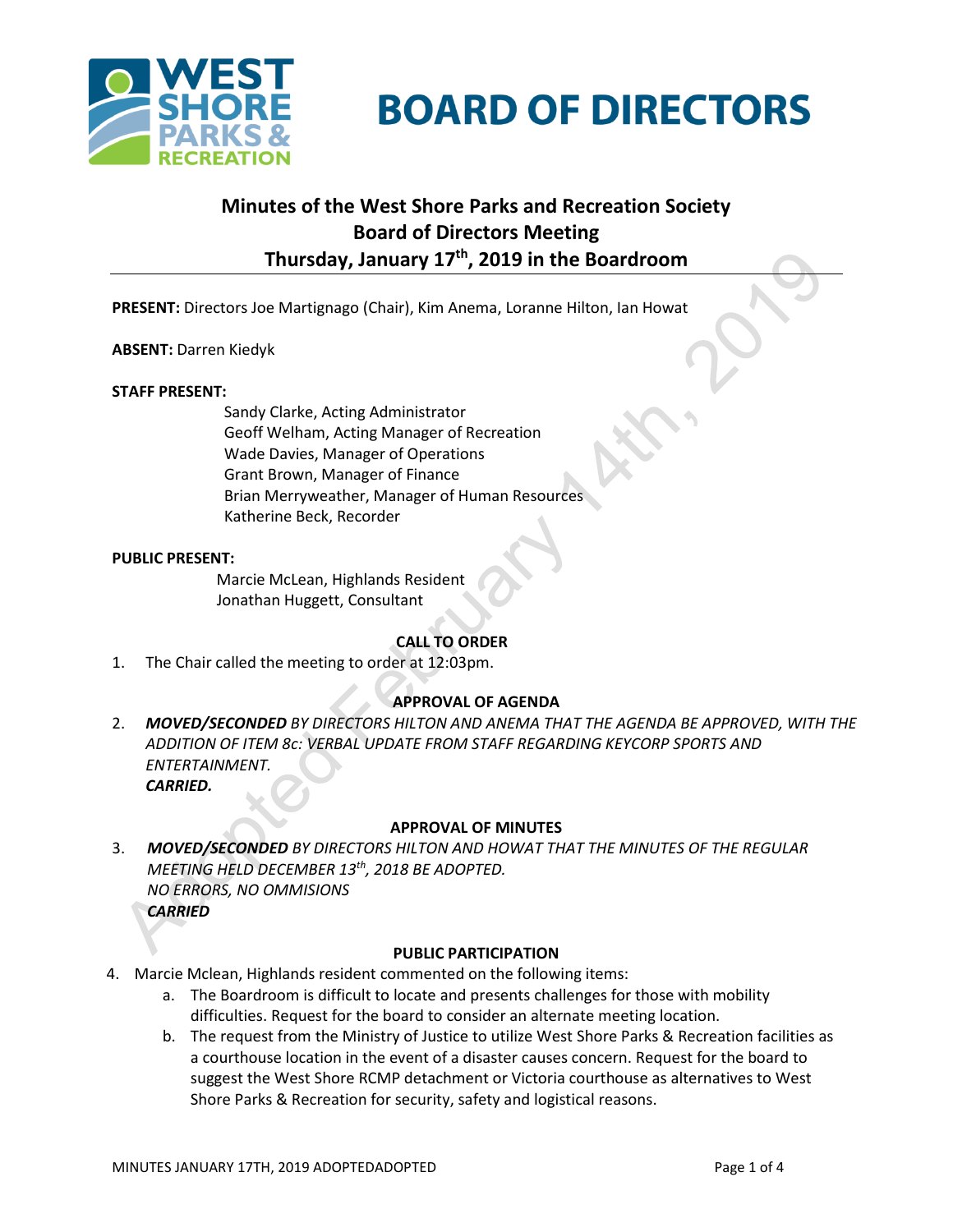# BOARD OF DIRECTORS

## Minutes of the West Shore Parks and Recreation Society Board of Directors Meeting Thursday, January 17th, 2019 in the Boardroom

**PRESENT:** Directors Joe Martignago (Chair), Kim Anema, Loranne Hilton, Ian Howat

**ABSENT:** Darren Kiedyk

**STAFF PRESENT:**

Sandy Clarke, Acting Administrator
Geoff Welham, Acting Manager of Recreation
Wade Davies, Manager of Operations
Grant Brown, Manager of Finance
Brian Merryweather, Manager of Human Resources
Katherine Beck, Recorder

**PUBLIC PRESENT:**

Marcie McLean, Highlands Resident
Jonathan Huggett, Consultant

**CALL TO ORDER**

1. The Chair called the meeting to order at 12:03pm.

**APPROVAL OF AGENDA**

2. ***MOVED/SECONDED*** *BY DIRECTORS HILTON AND ANEMA THAT THE AGENDA BE APPROVED, WITH THE ADDITION OF ITEM 8c: VERBAL UPDATE FROM STAFF REGARDING KEYCORP SPORTS AND ENTERTAINMENT.*
   ***CARRIED.***

**APPROVAL OF MINUTES**

3. ***MOVED/SECONDED*** *BY DIRECTORS HILTON AND HOWAT THAT THE MINUTES OF THE REGULAR MEETING HELD DECEMBER 13th, 2018 BE ADOPTED.*
   *NO ERRORS, NO OMMISIONS*
   ***CARRIED***

**PUBLIC PARTICIPATION**

4. Marcie Mclean, Highlands resident commented on the following items:
   a. The Boardroom is difficult to locate and presents challenges for those with mobility difficulties. Request for the board to consider an alternate meeting location.
   b. The request from the Ministry of Justice to utilize West Shore Parks & Recreation facilities as a courthouse location in the event of a disaster causes concern. Request for the board to suggest the West Shore RCMP detachment or Victoria courthouse as alternatives to West Shore Parks & Recreation for security, safety and logistical reasons.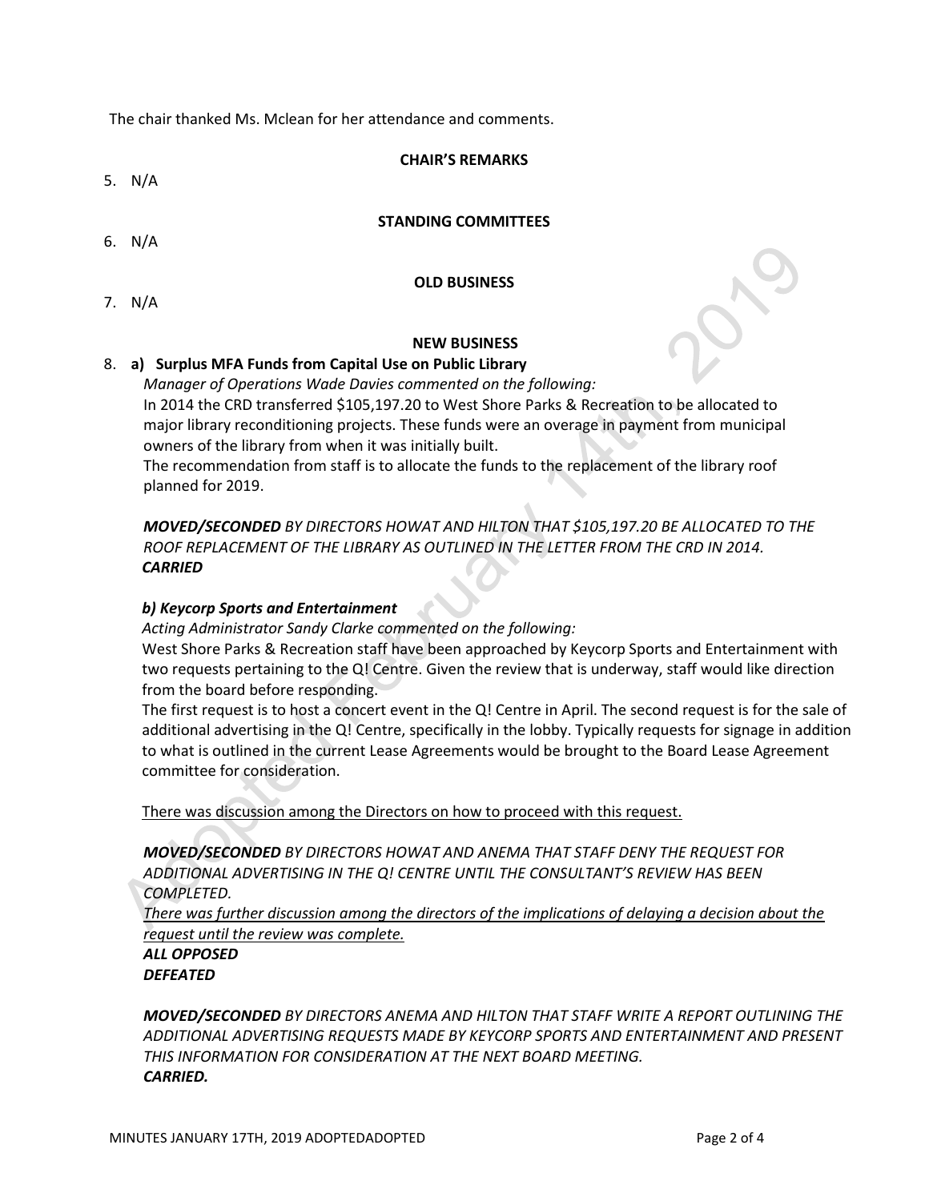The chair thanked Ms. Mclean for her attendance and comments.

**CHAIR'S REMARKS**

5. N/A

**STANDING COMMITTEES**

6. N/A

**OLD BUSINESS**

7. N/A

**NEW BUSINESS**

8. **a) Surplus MFA Funds from Capital Use on Public Library**

   *Manager of Operations Wade Davies commented on the following:*

   In 2014 the CRD transferred $105,197.20 to West Shore Parks & Recreation to be allocated to major library reconditioning projects. These funds were an overage in payment from municipal owners of the library from when it was initially built.

   The recommendation from staff is to allocate the funds to the replacement of the library roof planned for 2019.

   ***MOVED/SECONDED*** *BY DIRECTORS HOWAT AND HILTON THAT $105,197.20 BE ALLOCATED TO THE ROOF REPLACEMENT OF THE LIBRARY AS OUTLINED IN THE LETTER FROM THE CRD IN 2014.*
   ***CARRIED***

   ***b) Keycorp Sports and Entertainment***

   *Acting Administrator Sandy Clarke commented on the following:*

   West Shore Parks & Recreation staff have been approached by Keycorp Sports and Entertainment with two requests pertaining to the Q! Centre. Given the review that is underway, staff would like direction from the board before responding.

   The first request is to host a concert event in the Q! Centre in April. The second request is for the sale of additional advertising in the Q! Centre, specifically in the lobby. Typically requests for signage in addition to what is outlined in the current Lease Agreements would be brought to the Board Lease Agreement committee for consideration.

   There was discussion among the Directors on how to proceed with this request.

   ***MOVED/SECONDED*** *BY DIRECTORS HOWAT AND ANEMA THAT STAFF DENY THE REQUEST FOR ADDITIONAL ADVERTISING IN THE Q! CENTRE UNTIL THE CONSULTANT'S REVIEW HAS BEEN COMPLETED.*
   *There was further discussion among the directors of the implications of delaying a decision about the request until the review was complete.*
   ***ALL OPPOSED***
   ***DEFEATED***

   ***MOVED/SECONDED*** *BY DIRECTORS ANEMA AND HILTON THAT STAFF WRITE A REPORT OUTLINING THE ADDITIONAL ADVERTISING REQUESTS MADE BY KEYCORP SPORTS AND ENTERTAINMENT AND PRESENT THIS INFORMATION FOR CONSIDERATION AT THE NEXT BOARD MEETING.*
   ***CARRIED.***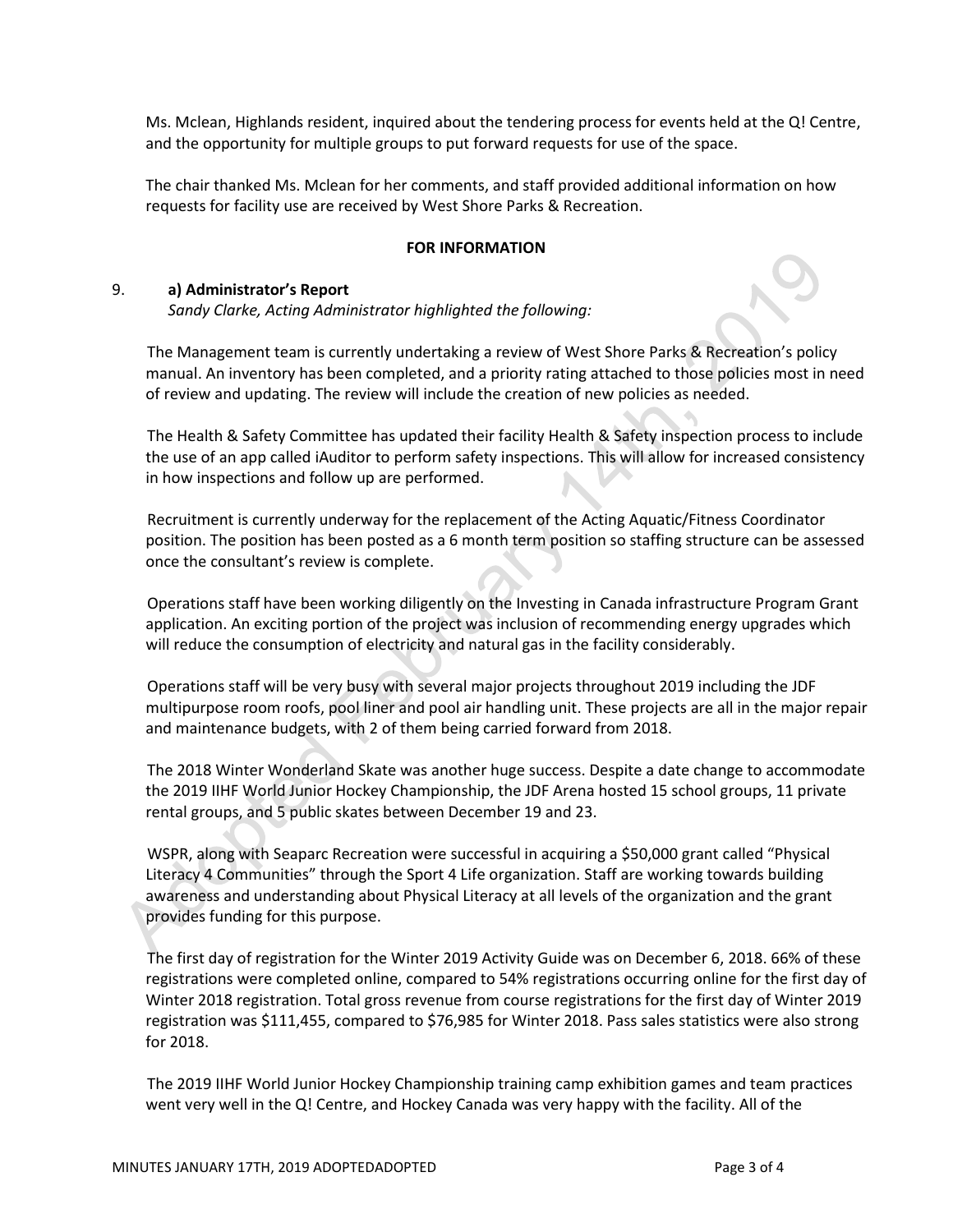Ms. Mclean, Highlands resident, inquired about the tendering process for events held at the Q! Centre, and the opportunity for multiple groups to put forward requests for use of the space.

The chair thanked Ms. Mclean for her comments, and staff provided additional information on how requests for facility use are received by West Shore Parks & Recreation.

**FOR INFORMATION**

9. **a) Administrator's Report**
   *Sandy Clarke, Acting Administrator highlighted the following:*

The Management team is currently undertaking a review of West Shore Parks & Recreation's policy manual. An inventory has been completed, and a priority rating attached to those policies most in need of review and updating. The review will include the creation of new policies as needed.

The Health & Safety Committee has updated their facility Health & Safety inspection process to include the use of an app called iAuditor to perform safety inspections. This will allow for increased consistency in how inspections and follow up are performed.

Recruitment is currently underway for the replacement of the Acting Aquatic/Fitness Coordinator position. The position has been posted as a 6 month term position so staffing structure can be assessed once the consultant's review is complete.

Operations staff have been working diligently on the Investing in Canada infrastructure Program Grant application. An exciting portion of the project was inclusion of recommending energy upgrades which will reduce the consumption of electricity and natural gas in the facility considerably.

Operations staff will be very busy with several major projects throughout 2019 including the JDF multipurpose room roofs, pool liner and pool air handling unit. These projects are all in the major repair and maintenance budgets, with 2 of them being carried forward from 2018.

The 2018 Winter Wonderland Skate was another huge success. Despite a date change to accommodate the 2019 IIHF World Junior Hockey Championship, the JDF Arena hosted 15 school groups, 11 private rental groups, and 5 public skates between December 19 and 23.

WSPR, along with Seaparc Recreation were successful in acquiring a $50,000 grant called "Physical Literacy 4 Communities" through the Sport 4 Life organization. Staff are working towards building awareness and understanding about Physical Literacy at all levels of the organization and the grant provides funding for this purpose.

The first day of registration for the Winter 2019 Activity Guide was on December 6, 2018. 66% of these registrations were completed online, compared to 54% registrations occurring online for the first day of Winter 2018 registration. Total gross revenue from course registrations for the first day of Winter 2019 registration was $111,455, compared to $76,985 for Winter 2018. Pass sales statistics were also strong for 2018.

The 2019 IIHF World Junior Hockey Championship training camp exhibition games and team practices went very well in the Q! Centre, and Hockey Canada was very happy with the facility. All of the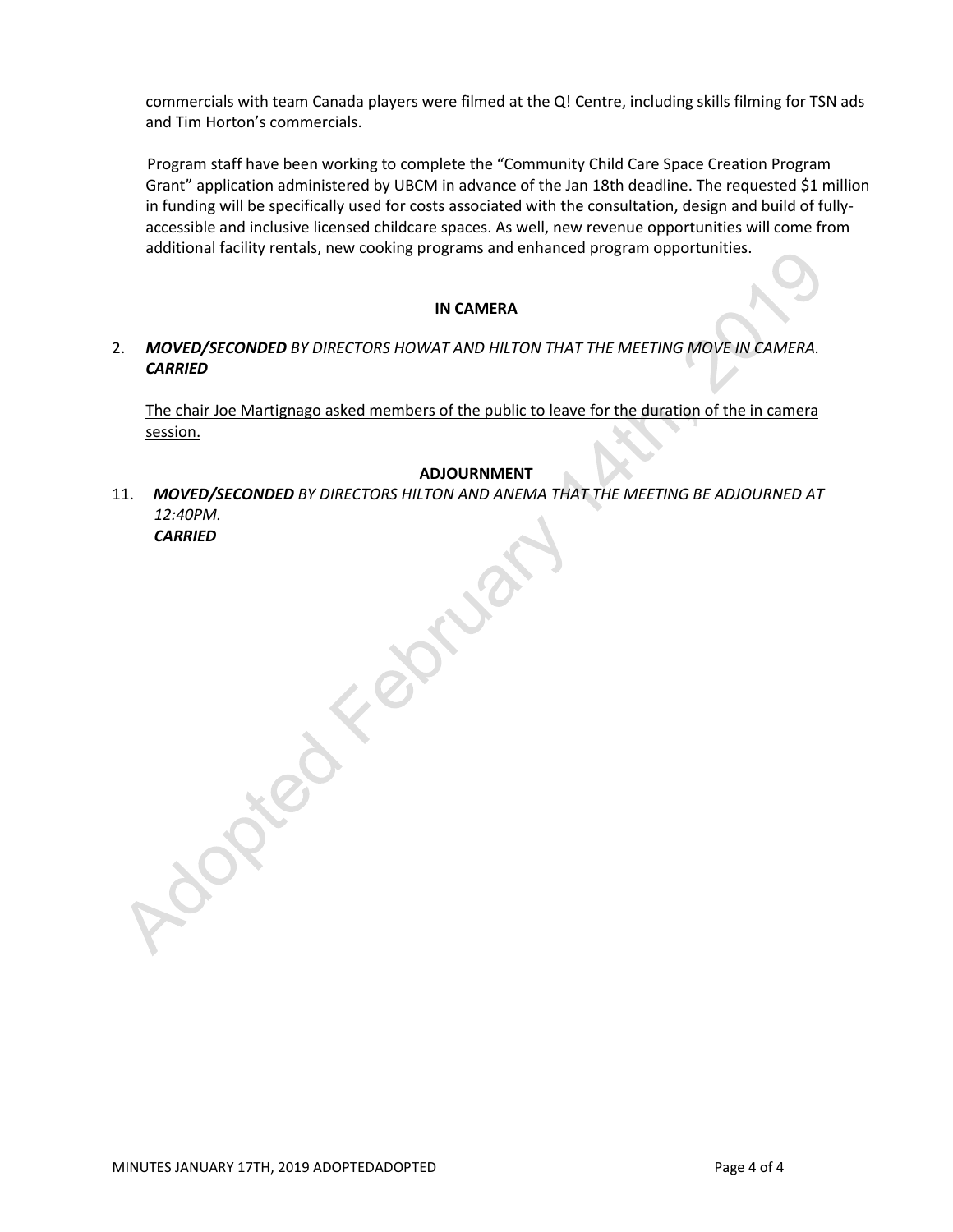commercials with team Canada players were filmed at the Q! Centre, including skills filming for TSN ads and Tim Horton's commercials.

Program staff have been working to complete the "Community Child Care Space Creation Program Grant" application administered by UBCM in advance of the Jan 18th deadline. The requested $1 million in funding will be specifically used for costs associated with the consultation, design and build of fully-accessible and inclusive licensed childcare spaces. As well, new revenue opportunities will come from additional facility rentals, new cooking programs and enhanced program opportunities.

**IN CAMERA**

2. ***MOVED/SECONDED*** *BY DIRECTORS HOWAT AND HILTON THAT THE MEETING MOVE IN CAMERA.*
   ***CARRIED***

   The chair Joe Martignago asked members of the public to leave for the duration of the in camera session.

**ADJOURNMENT**

11. ***MOVED/SECONDED*** *BY DIRECTORS HILTON AND ANEMA THAT THE MEETING BE ADJOURNED AT 12:40PM.*
    ***CARRIED***